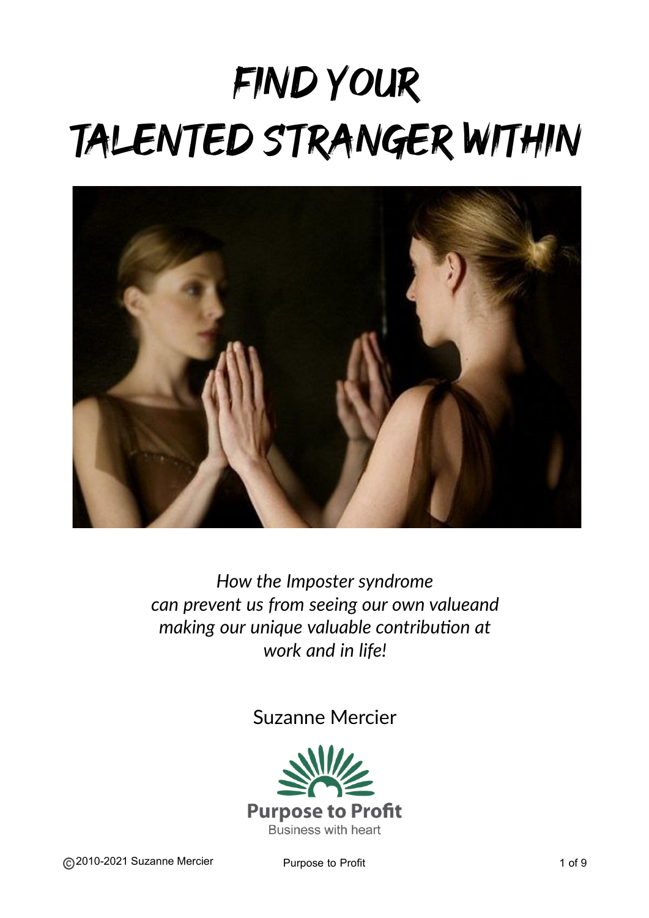# FIND YOUR TALENTED STRANGER WITHIN

*How the Imposter syndrome can prevent us from seeing our own valueand making our unique valuable contribution at work and in life!*

Suzanne Mercier

**Purpose to Profit**
Business with heart

©2010-2021 Suzanne Mercier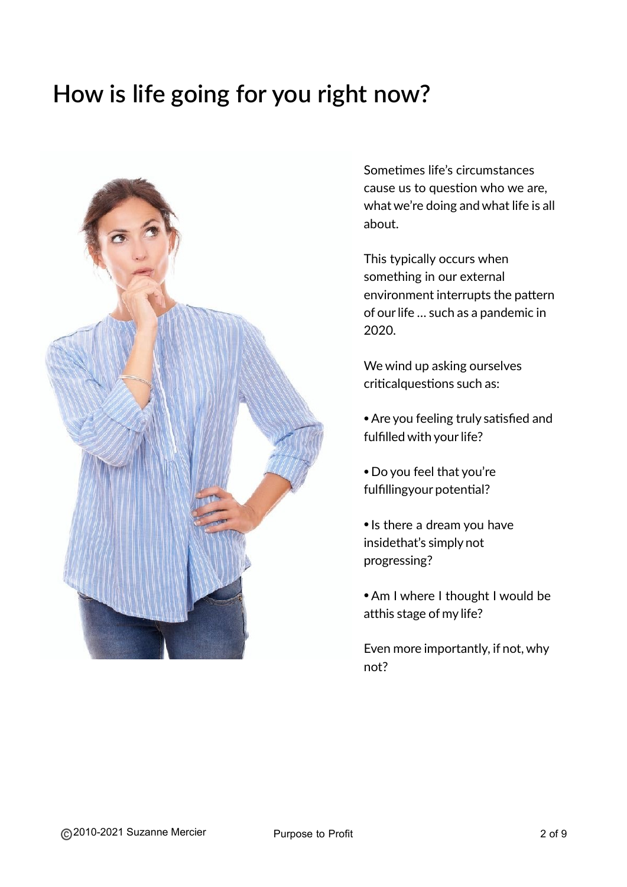# How is life going for you right now?

Sometimes life's circumstances cause us to question who we are, what we're doing and what life is all about.

This typically occurs when something in our external environment interrupts the pattern of our life … such as a pandemic in 2020.

We wind up asking ourselves criticalquestions such as:

- Are you feeling truly satisfied and fulfilled with your life?
- Do you feel that you're fulfillingyour potential?
- Is there a dream you have insidethat's simply not progressing?
- Am I where I thought I would be atthis stage of my life?

Even more importantly, if not, why not?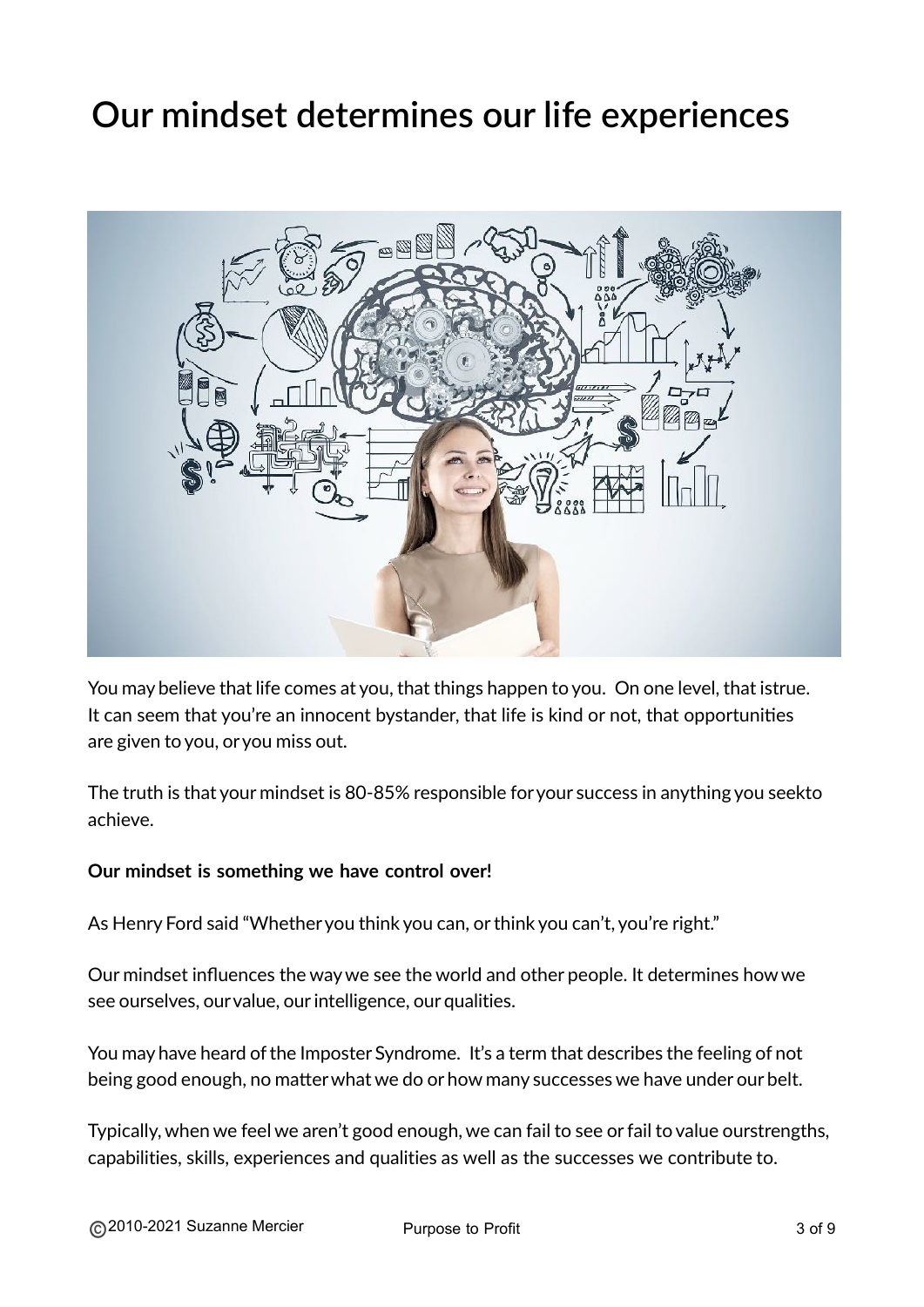# Our mindset determines our life experiences

You may believe that life comes at you, that things happen to you. On one level, that istrue. It can seem that you're an innocent bystander, that life is kind or not, that opportunities are given to you, or you miss out.

The truth is that your mindset is 80-85% responsible for your success in anything you seekto achieve.

**Our mindset is something we have control over!**

As Henry Ford said "Whether you think you can, or think you can't, you're right."

Our mindset influences the way we see the world and other people. It determines how we see ourselves, our value, our intelligence, our qualities.

You may have heard of the Imposter Syndrome. It's a term that describes the feeling of not being good enough, no matter what we do or how many successes we have under our belt.

Typically, when we feel we aren't good enough, we can fail to see or fail to value ourstrengths, capabilities, skills, experiences and qualities as well as the successes we contribute to.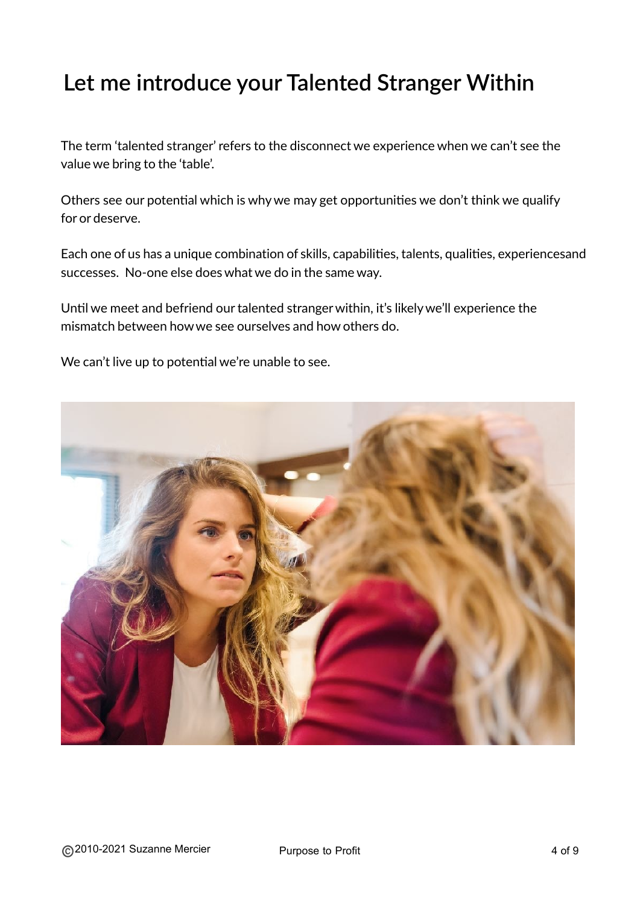# Let me introduce your Talented Stranger Within

The term 'talented stranger' refers to the disconnect we experience when we can't see the value we bring to the 'table'.

Others see our potential which is why we may get opportunities we don't think we qualify for or deserve.

Each one of us has a unique combination of skills, capabilities, talents, qualities, experiencesand successes.  No-one else does what we do in the same way.

Until we meet and befriend our talented stranger within, it's likely we'll experience the mismatch between how we see ourselves and how others do.

We can't live up to potential we're unable to see.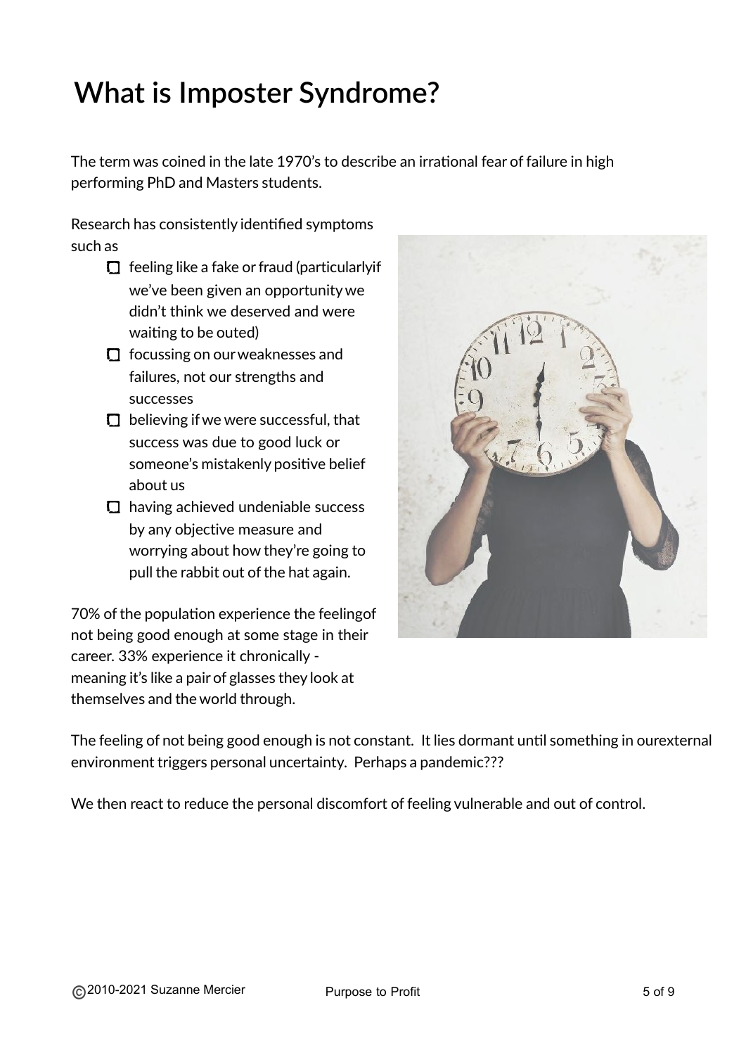# What is Imposter Syndrome?

The term was coined in the late 1970's to describe an irrational fear of failure in high performing PhD and Masters students.

Research has consistently identified symptoms such as

- feeling like a fake or fraud (particularlyif we've been given an opportunity we didn't think we deserved and were waiting to be outed)
- focussing on our weaknesses and failures, not our strengths and successes
- believing if we were successful, that success was due to good luck or someone's mistakenly positive belief about us
- having achieved undeniable success by any objective measure and worrying about how they're going to pull the rabbit out of the hat again.

70% of the population experience the feelingof not being good enough at some stage in their career. 33% experience it chronically - meaning it's like a pair of glasses they look at themselves and the world through.

The feeling of not being good enough is not constant. It lies dormant until something in ourexternal environment triggers personal uncertainty. Perhaps a pandemic???

We then react to reduce the personal discomfort of feeling vulnerable and out of control.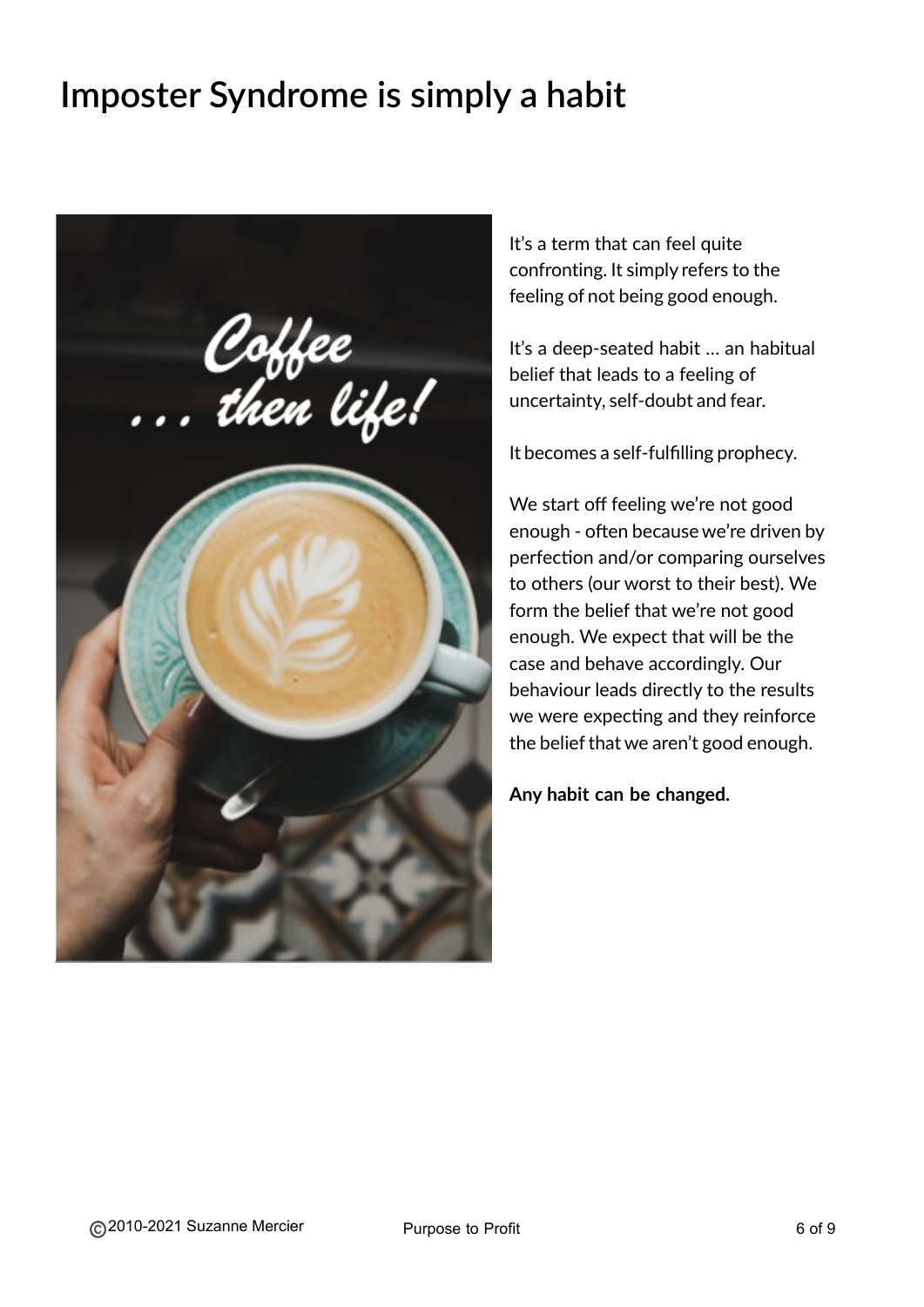# Imposter Syndrome is simply a habit

It's a term that can feel quite confronting. It simply refers to the feeling of not being good enough.

It's a deep-seated habit … an habitual belief that leads to a feeling of uncertainty, self-doubt and fear.

It becomes a self-fulfilling prophecy.

We start off feeling we're not good enough - often because we're driven by perfection and/or comparing ourselves to others (our worst to their best). We form the belief that we're not good enough. We expect that will be the case and behave accordingly. Our behaviour leads directly to the results we were expecting and they reinforce the belief that we aren't good enough.

**Any habit can be changed.**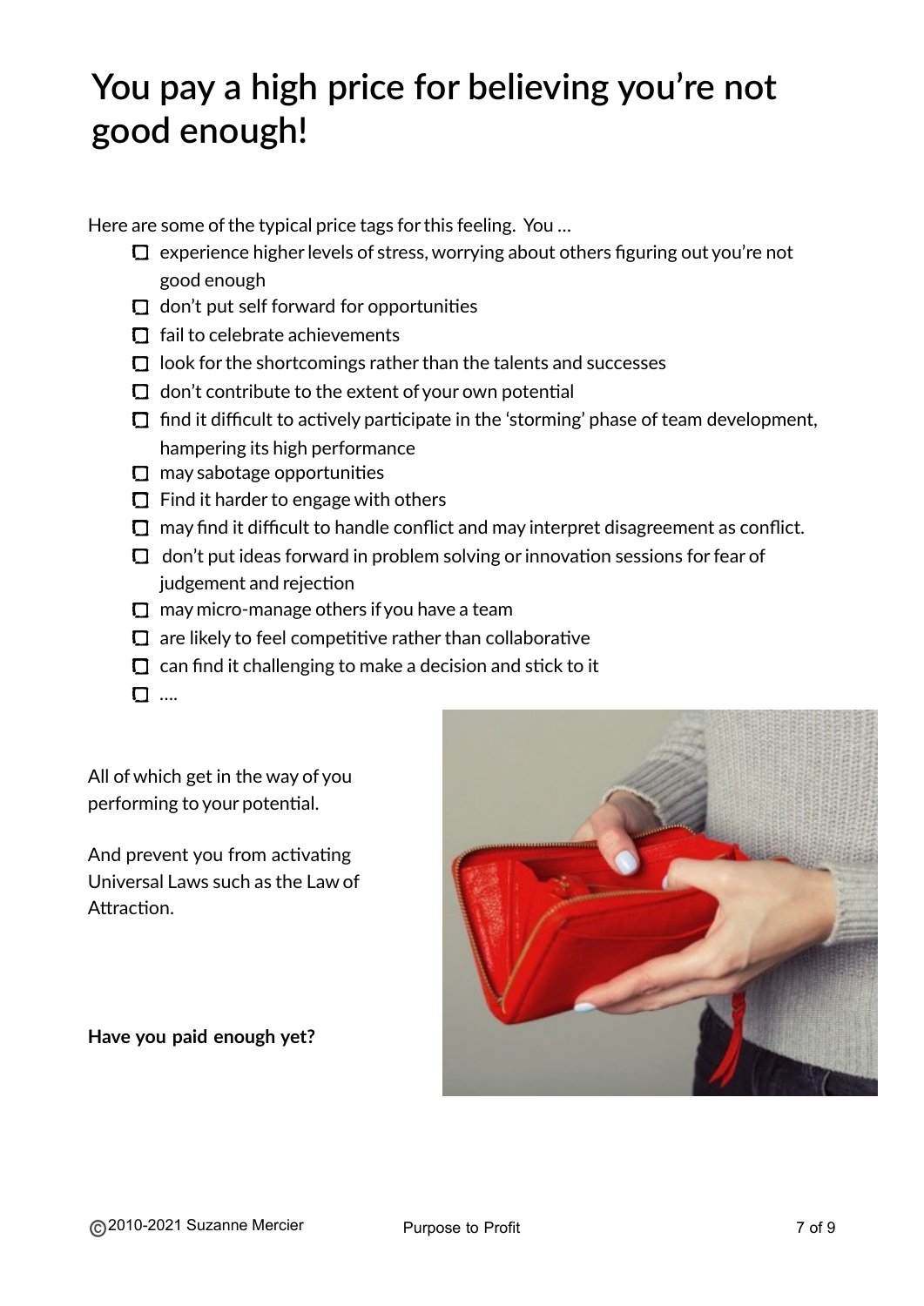# You pay a high price for believing you're not good enough!

Here are some of the typical price tags for this feeling. You …

- [ ] experience higher levels of stress, worrying about others figuring out you're not good enough
- [ ] don't put self forward for opportunities
- [ ] fail to celebrate achievements
- [ ] look for the shortcomings rather than the talents and successes
- [ ] don't contribute to the extent of your own potential
- [ ] find it difficult to actively participate in the 'storming' phase of team development, hampering its high performance
- [ ] may sabotage opportunities
- [ ] Find it harder to engage with others
- [ ] may find it difficult to handle conflict and may interpret disagreement as conflict.
- [ ] don't put ideas forward in problem solving or innovation sessions for fear of judgement and rejection
- [ ] may micro-manage others if you have a team
- [ ] are likely to feel competitive rather than collaborative
- [ ] can find it challenging to make a decision and stick to it
- [ ] ….

All of which get in the way of you performing to your potential.

And prevent you from activating Universal Laws such as the Law of Attraction.

**Have you paid enough yet?**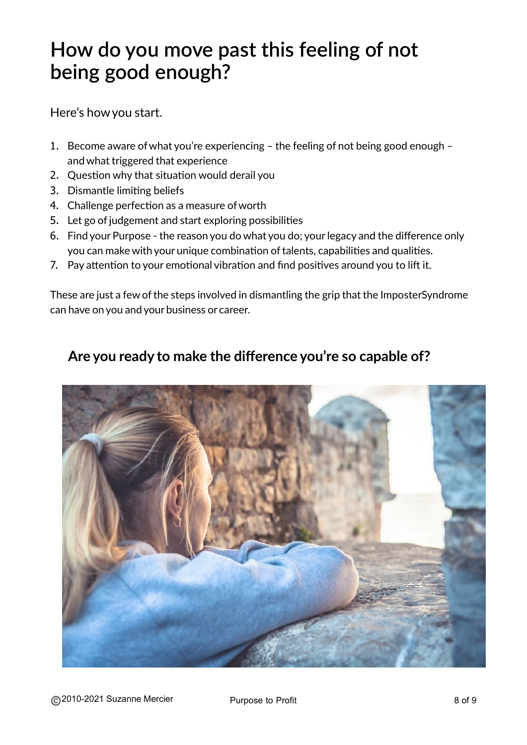# How do you move past this feeling of not being good enough?

Here's how you start.

1. Become aware of what you're experiencing – the feeling of not being good enough – and what triggered that experience
2. Question why that situation would derail you
3. Dismantle limiting beliefs
4. Challenge perfection as a measure of worth
5. Let go of judgement and start exploring possibilities
6. Find your Purpose - the reason you do what you do; your legacy and the difference only you can make with your unique combination of talents, capabilities and qualities.
7. Pay attention to your emotional vibration and find positives around you to lift it.

These are just a few of the steps involved in dismantling the grip that the ImposterSyndrome can have on you and your business or career.

## Are you ready to make the difference you're so capable of?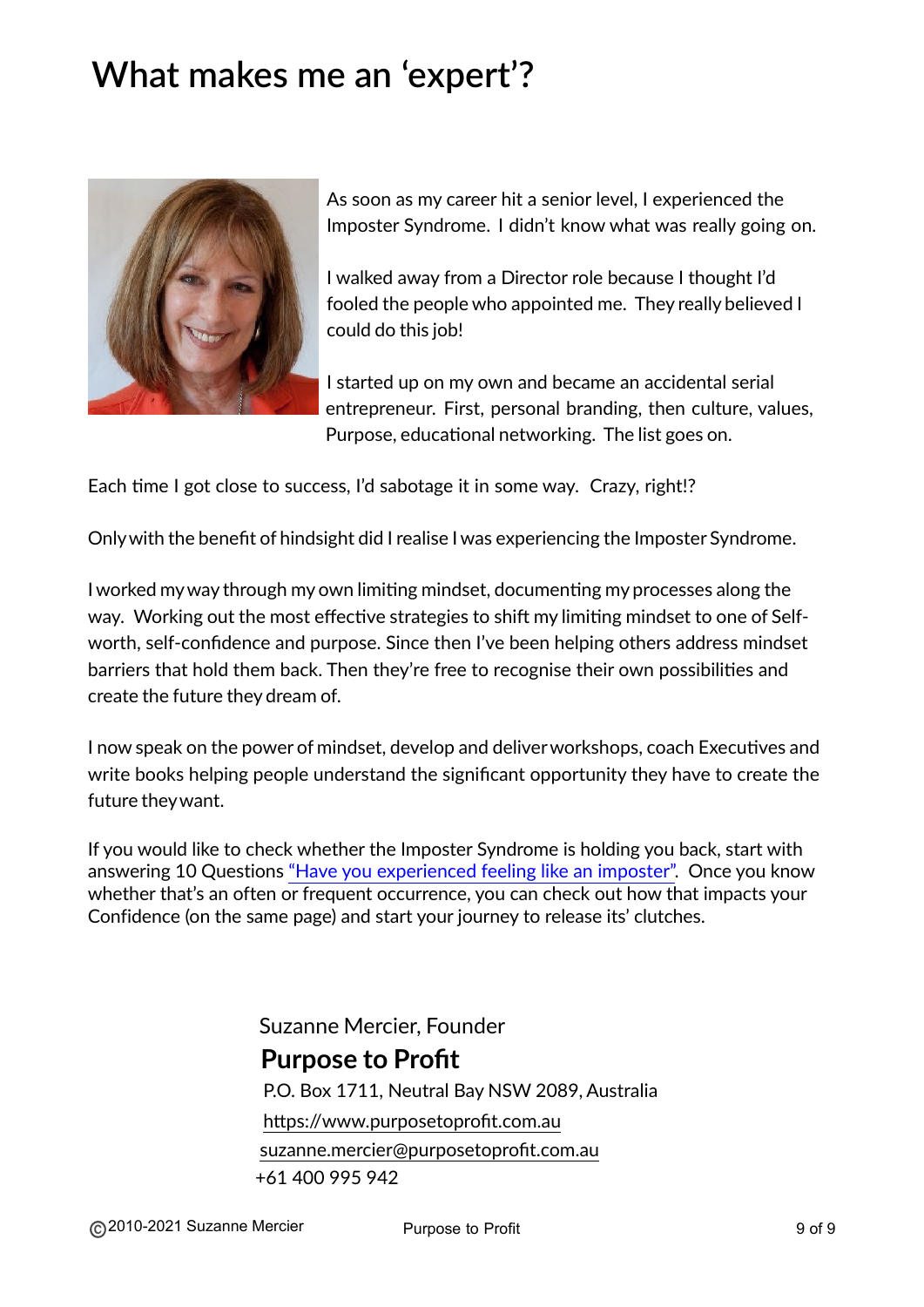# What makes me an ‘expert’?

As soon as my career hit a senior level, I experienced the Imposter Syndrome. I didn’t know what was really going on.

I walked away from a Director role because I thought I’d fooled the people who appointed me. They really believed I could do this job!

I started up on my own and became an accidental serial entrepreneur. First, personal branding, then culture, values, Purpose, educational networking. The list goes on.

Each time I got close to success, I’d sabotage it in some way. Crazy, right!?

Only with the benefit of hindsight did I realise I was experiencing the Imposter Syndrome.

I worked my way through my own limiting mindset, documenting my processes along the way. Working out the most effective strategies to shift my limiting mindset to one of Self-worth, self-confidence and purpose. Since then I’ve been helping others address mindset barriers that hold them back. Then they’re free to recognise their own possibilities and create the future they dream of.

I now speak on the power of mindset, develop and deliver workshops, coach Executives and write books helping people understand the significant opportunity they have to create the future they want.

If you would like to check whether the Imposter Syndrome is holding you back, start with answering 10 Questions “Have you experienced feeling like an imposter”. Once you know whether that’s an often or frequent occurrence, you can check out how that impacts your Confidence (on the same page) and start your journey to release its’ clutches.

Suzanne Mercier, Founder

**Purpose to Profit**

P.O. Box 1711, Neutral Bay NSW 2089, Australia

https://www.purposetoprofit.com.au

suzanne.mercier@purposetoprofit.com.au

+61 400 995 942

©2010-2021 Suzanne Mercier